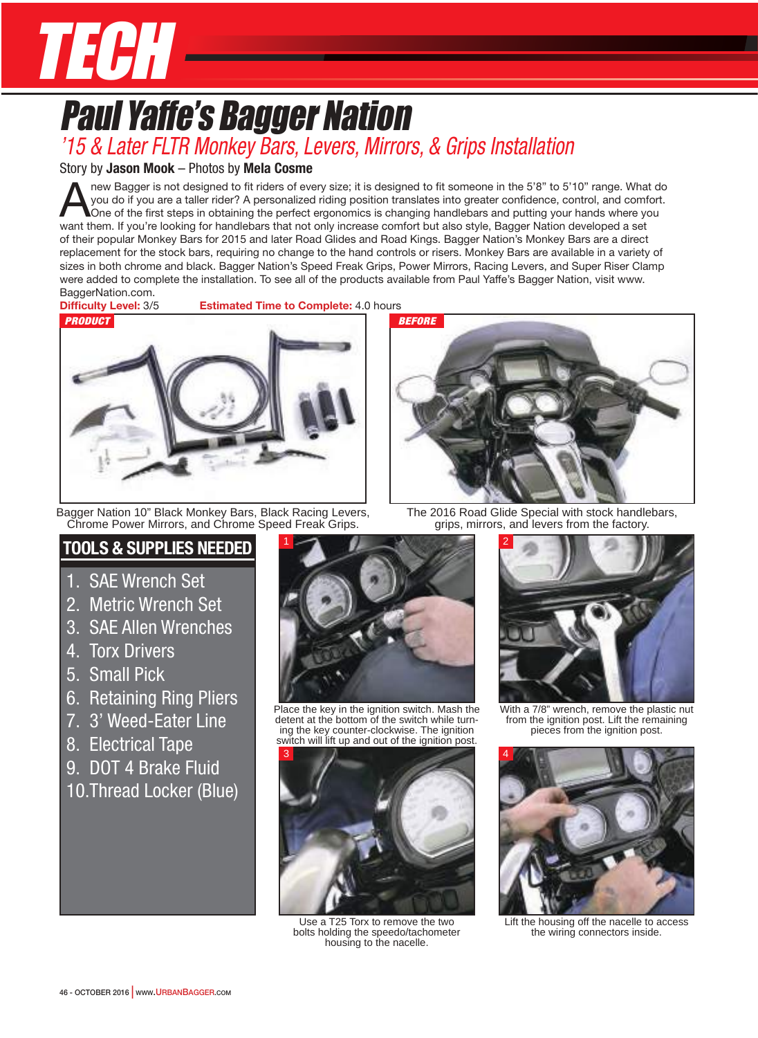# TECH

# Paul Yaffe's Bagger Nation

## '15 & Later FLTR Monkey Bars, Levers, Mirrors, & Grips Installation

Story by **Jason Mook** – Photos by **Mela Cosme**

A new Bagger is not designed to fit riders of every size; it is designed to fit someone in the 5'8" to 5'10" range. What do you do if you are a taller rider? A personalized riding position translates into greater confidence, control, and comfort. One of the first steps in obtaining the perfect ergonomics is changing handlebars and putting your hands where you want them. If you're looking for handlebars that not only increase comfort but also style, Bagger Nation developed a set of their popular Monkey Bars for 2015 and later Road Glides and Road Kings. Bagger Nation's Monkey Bars are a direct replacement for the stock bars, requiring no change to the hand controls or risers. Monkey Bars are available in a variety of sizes in both chrome and black. Bagger Nation's Speed Freak Grips, Power Mirrors, Racing Levers, and Super Riser Clamp were added to complete the installation. To see all of the products available from Paul Yaffe's Bagger Nation, visit www.BaggerNation.com.

**Difficulty Level:** 3/5 **Estimated Time to Complete:** 4.0 hours

**PRODUCT**

Bagger Nation 10" Black Monkey Bars, Black Racing Levers, Chrome Power Mirrors, and Chrome Speed Freak Grips.

**BEFORE**

The 2016 Road Glide Special with stock handlebars, grips, mirrors, and levers from the factory.

### TOOLS & SUPPLIES NEEDED

1. SAE Wrench Set
2. Metric Wrench Set
3. SAE Allen Wrenches
4. Torx Drivers
5. Small Pick
6. Retaining Ring Pliers
7. 3' Weed-Eater Line
8. Electrical Tape
9. DOT 4 Brake Fluid
10. Thread Locker (Blue)

**1** Place the key in the ignition switch. Mash the detent at the bottom of the switch while turning the key counter-clockwise. The ignition switch will lift up and out of the ignition post.

**2** With a 7/8" wrench, remove the plastic nut from the ignition post. Lift the remaining pieces from the ignition post.

**3** Use a T25 Torx to remove the two bolts holding the speedo/tachometer housing to the nacelle.

**4** Lift the housing off the nacelle to access the wiring connectors inside.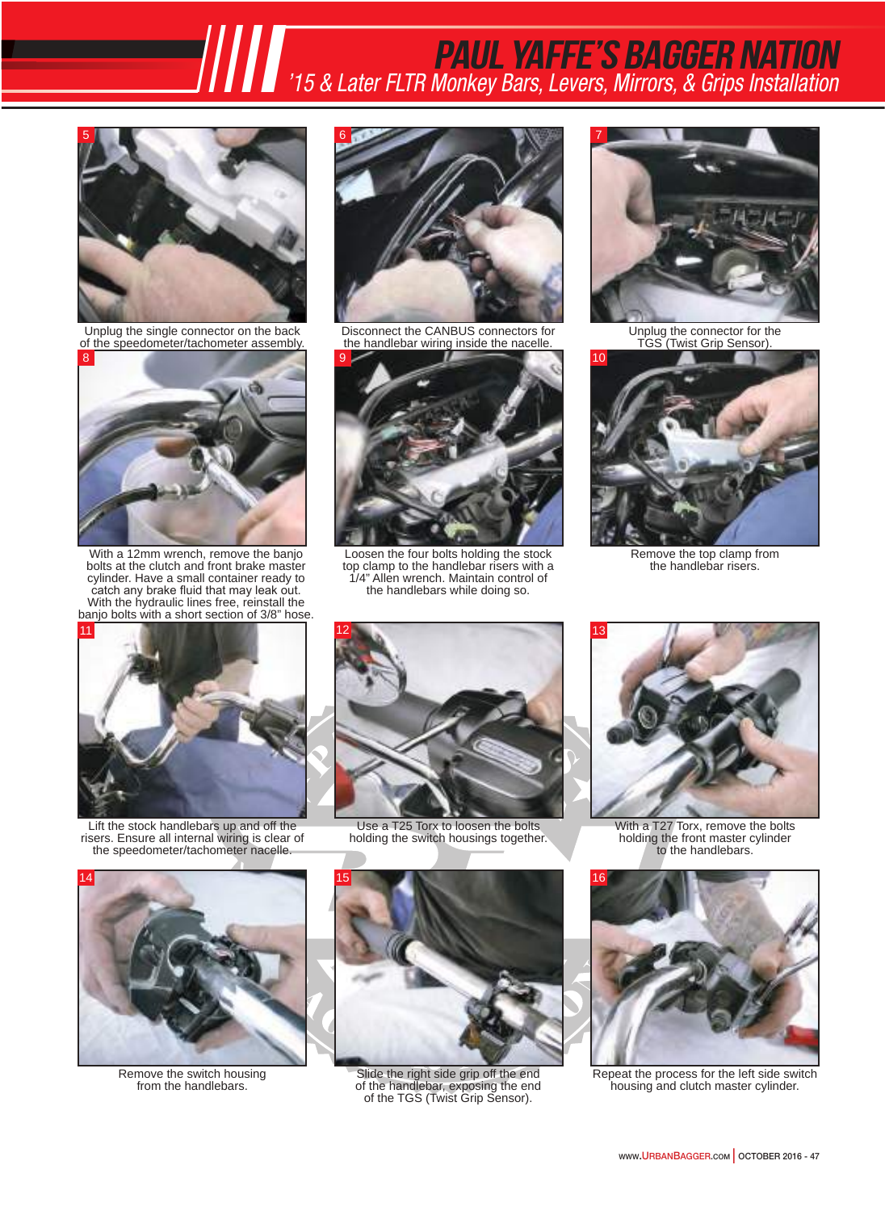5. Unplug the single connector on the back of the speedometer/tachometer assembly.

6. Disconnect the CANBUS connectors for the handlebar wiring inside the nacelle.

7. Unplug the connector for the TGS (Twist Grip Sensor).

8. With a 12mm wrench, remove the banjo bolts at the clutch and front brake master cylinder. Have a small container ready to catch any brake fluid that may leak out. With the hydraulic lines free, reinstall the banjo bolts with a short section of 3/8" hose.

9. Loosen the four bolts holding the stock top clamp to the handlebar risers with a 1/4" Allen wrench. Maintain control of the handlebars while doing so.

10. Remove the top clamp from the handlebar risers.

11. Lift the stock handlebars up and off the risers. Ensure all internal wiring is clear of the speedometer/tachometer nacelle.

12. Use a T25 Torx to loosen the bolts holding the switch housings together.

13. With a T27 Torx, remove the bolts holding the front master cylinder to the handlebars.

14. Remove the switch housing from the handlebars.

15. Slide the right side grip off the end of the handlebar, exposing the end of the TGS (Twist Grip Sensor).

16. Repeat the process for the left side switch housing and clutch master cylinder.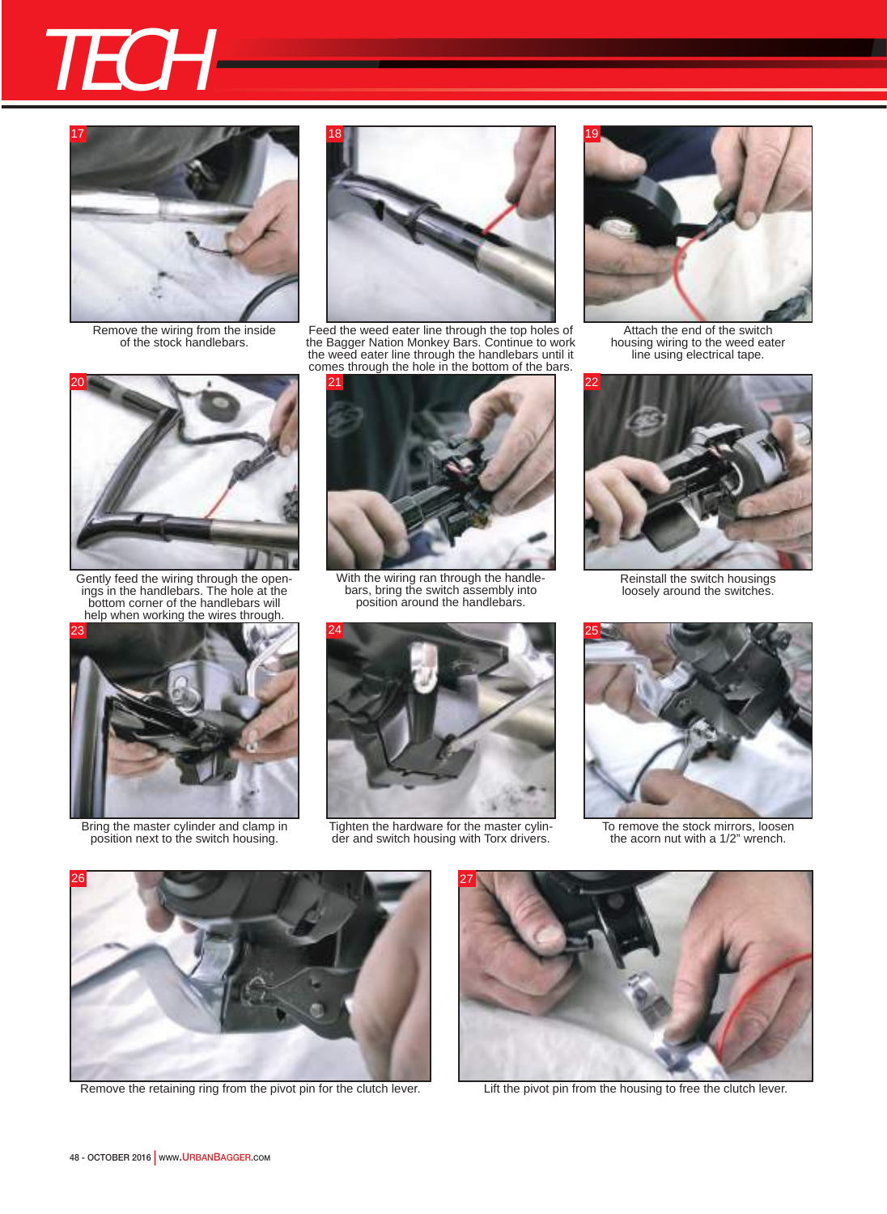# TECH

17 Remove the wiring from the inside of the stock handlebars.

18 Feed the weed eater line through the top holes of the Bagger Nation Monkey Bars. Continue to work the weed eater line through the handlebars until it comes through the hole in the bottom of the bars.

19 Attach the end of the switch housing wiring to the weed eater line using electrical tape.

20 Gently feed the wiring through the openings in the handlebars. The hole at the bottom corner of the handlebars will help when working the wires through.

21 With the wiring ran through the handlebars, bring the switch assembly into position around the handlebars.

22 Reinstall the switch housings loosely around the switches.

23 Bring the master cylinder and clamp in position next to the switch housing.

24 Tighten the hardware for the master cylinder and switch housing with Torx drivers.

25 To remove the stock mirrors, loosen the acorn nut with a 1/2" wrench.

26 Remove the retaining ring from the pivot pin for the clutch lever.

27 Lift the pivot pin from the housing to free the clutch lever.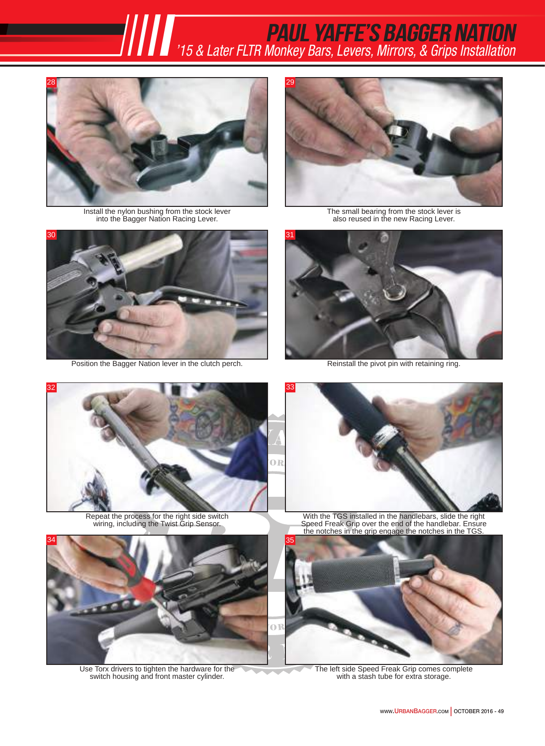28

Install the nylon bushing from the stock lever into the Bagger Nation Racing Lever.

29

The small bearing from the stock lever is also reused in the new Racing Lever.

30

Position the Bagger Nation lever in the clutch perch.

31

Reinstall the pivot pin with retaining ring.

32

Repeat the process for the right side switch wiring, including the Twist Grip Sensor.

33

With the TGS installed in the handlebars, slide the right Speed Freak Grip over the end of the handlebar. Ensure the notches in the grip engage the notches in the TGS.

34

Use Torx drivers to tighten the hardware for the switch housing and front master cylinder.

35

The left side Speed Freak Grip comes complete with a stash tube for extra storage.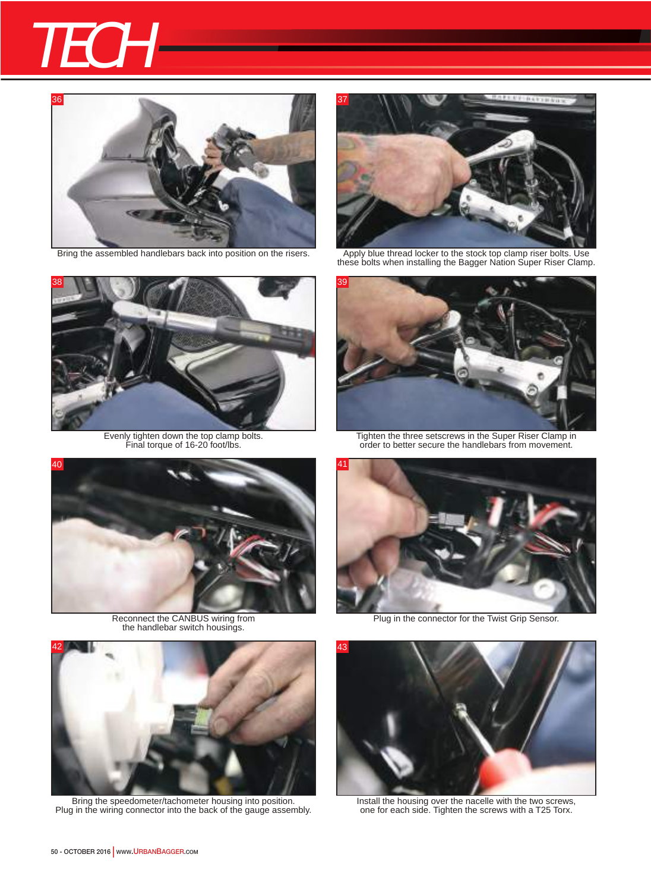36

Bring the assembled handlebars back into position on the risers.

37

Apply blue thread locker to the stock top clamp riser bolts. Use these bolts when installing the Bagger Nation Super Riser Clamp.

38

Evenly tighten down the top clamp bolts. Final torque of 16-20 foot/lbs.

39

Tighten the three setscrews in the Super Riser Clamp in order to better secure the handlebars from movement.

40

Reconnect the CANBUS wiring from the handlebar switch housings.

41

Plug in the connector for the Twist Grip Sensor.

42

Bring the speedometer/tachometer housing into position. Plug in the wiring connector into the back of the gauge assembly.

43

Install the housing over the nacelle with the two screws, one for each side. Tighten the screws with a T25 Torx.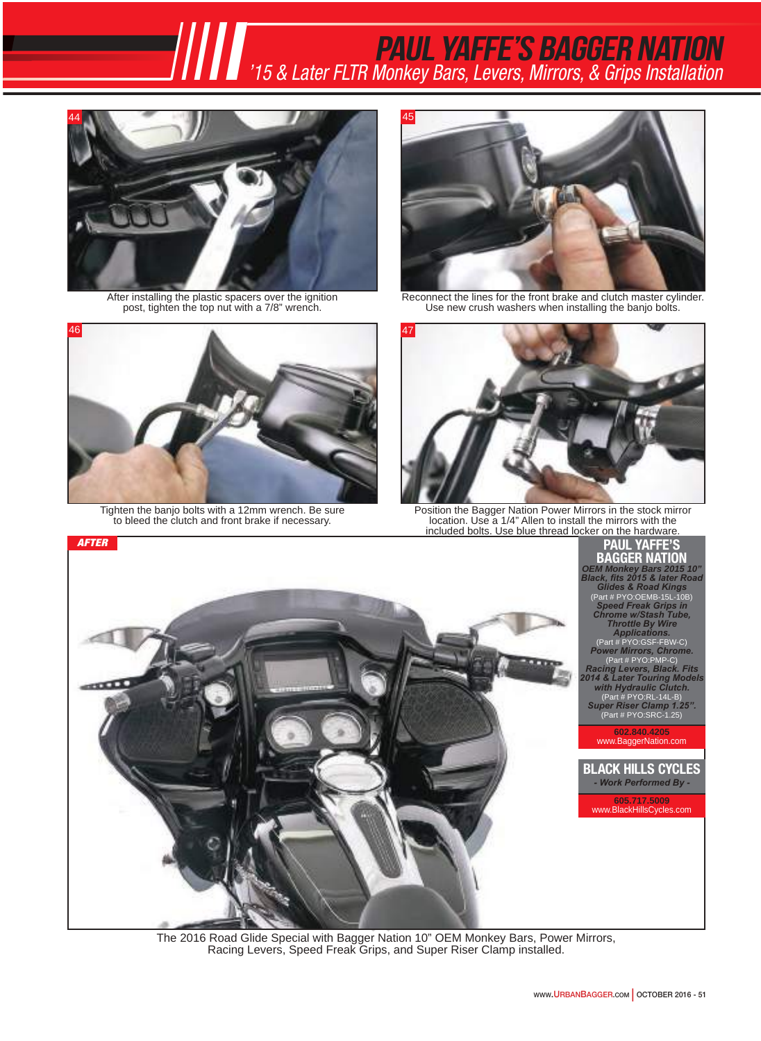# PAUL YAFFE'S BAGGER NATION

## '15 & Later FLTR Monkey Bars, Levers, Mirrors, & Grips Installation

44

After installing the plastic spacers over the ignition post, tighten the top nut with a 7/8" wrench.

45

Reconnect the lines for the front brake and clutch master cylinder. Use new crush washers when installing the banjo bolts.

46

Tighten the banjo bolts with a 12mm wrench. Be sure to bleed the clutch and front brake if necessary.

47

Position the Bagger Nation Power Mirrors in the stock mirror location. Use a 1/4" Allen to install the mirrors with the included bolts. Use blue thread locker on the hardware.

**AFTER**

The 2016 Road Glide Special with Bagger Nation 10" OEM Monkey Bars, Power Mirrors, Racing Levers, Speed Freak Grips, and Super Riser Clamp installed.

### PAUL YAFFE'S BAGGER NATION

***OEM Monkey Bars 2015 10" Black, fits 2015 & later Road Glides & Road Kings***
(Part # PYO:OEMB-15L-10B)

***Speed Freak Grips in Chrome w/Stash Tube, Throttle By Wire Applications.***
(Part # PYO:GSF-FBW-C)

***Power Mirrors, Chrome.***
(Part # PYO:PMP-C)

***Racing Levers, Black. Fits 2014 & Later Touring Models with Hydraulic Clutch.***
(Part # PYO:RL-14L-B)

***Super Riser Clamp 1.25".***
(Part # PYO:SRC-1.25)

**602.840.4205**
www.BaggerNation.com

### BLACK HILLS CYCLES

***- Work Performed By -***

**605.717.5009**
www.BlackHillsCycles.com